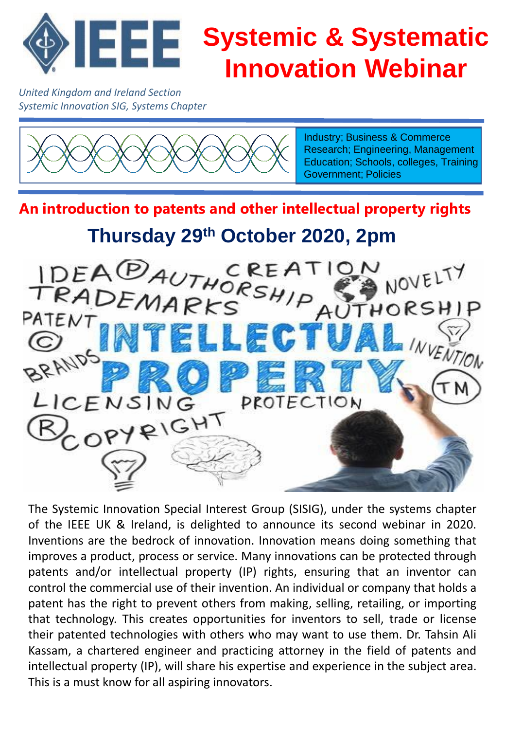# IEEE Systemic & Systematic Innovation Webinar

*United Kingdom and Ireland Section*
*Systemic Innovation SIG, Systems Chapter*

Industry; Business & Commerce
Research; Engineering, Management
Education; Schools, colleges, Training
Government; Policies

## An introduction to patents and other intellectual property rights

## Thursday 29th October 2020, 2pm

The Systemic Innovation Special Interest Group (SISIG), under the systems chapter of the IEEE UK & Ireland, is delighted to announce its second webinar in 2020. Inventions are the bedrock of innovation. Innovation means doing something that improves a product, process or service. Many innovations can be protected through patents and/or intellectual property (IP) rights, ensuring that an inventor can control the commercial use of their invention. An individual or company that holds a patent has the right to prevent others from making, selling, retailing, or importing that technology. This creates opportunities for inventors to sell, trade or license their patented technologies with others who may want to use them. Dr. Tahsin Ali Kassam, a chartered engineer and practicing attorney in the field of patents and intellectual property (IP), will share his expertise and experience in the subject area. This is a must know for all aspiring innovators.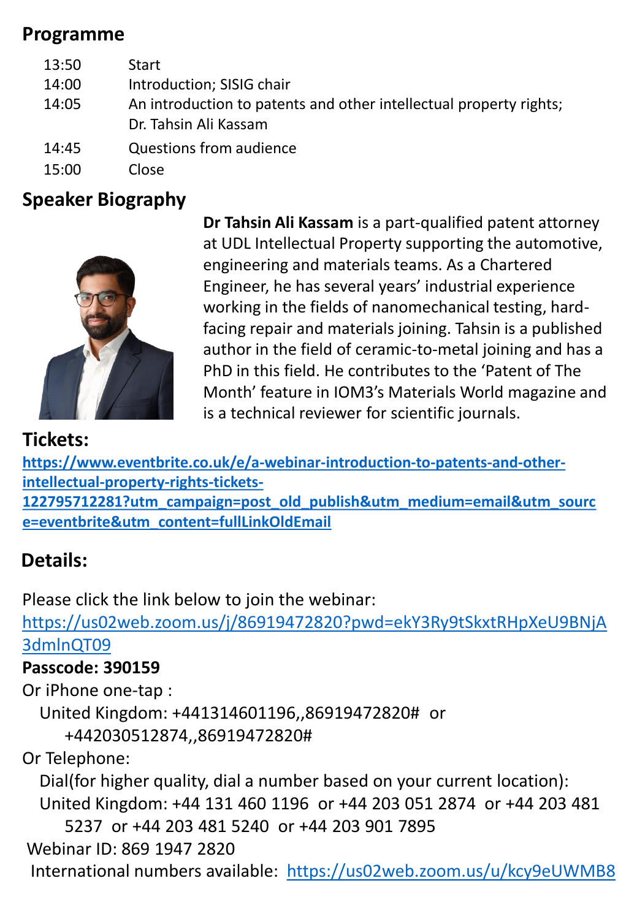## Programme

| | |
|---|---|
| 13:50 | Start |
| 14:00 | Introduction; SISIG chair |
| 14:05 | An introduction to patents and other intellectual property rights; Dr. Tahsin Ali Kassam |
| 14:45 | Questions from audience |
| 15:00 | Close |

## Speaker Biography

**Dr Tahsin Ali Kassam** is a part-qualified patent attorney at UDL Intellectual Property supporting the automotive, engineering and materials teams. As a Chartered Engineer, he has several years' industrial experience working in the fields of nanomechanical testing, hard-facing repair and materials joining. Tahsin is a published author in the field of ceramic-to-metal joining and has a PhD in this field. He contributes to the 'Patent of The Month' feature in IOM3's Materials World magazine and is a technical reviewer for scientific journals.

## Tickets:

**https://www.eventbrite.co.uk/e/a-webinar-introduction-to-patents-and-other-intellectual-property-rights-tickets-122795712281?utm_campaign=post_old_publish&utm_medium=email&utm_source=eventbrite&utm_content=fullLinkOldEmail**

## Details:

Please click the link below to join the webinar:
https://us02web.zoom.us/j/86919472820?pwd=ekY3Ry9tSkxtRHpXeU9BNjA3dmlnQT09

**Passcode: 390159**

Or iPhone one-tap :
United Kingdom: +441314601196,,86919472820# or +442030512874,,86919472820#

Or Telephone:
Dial(for higher quality, dial a number based on your current location):
United Kingdom: +44 131 460 1196 or +44 203 051 2874 or +44 203 481 5237 or +44 203 481 5240 or +44 203 901 7895

Webinar ID: 869 1947 2820

International numbers available: https://us02web.zoom.us/u/kcy9eUWMB8